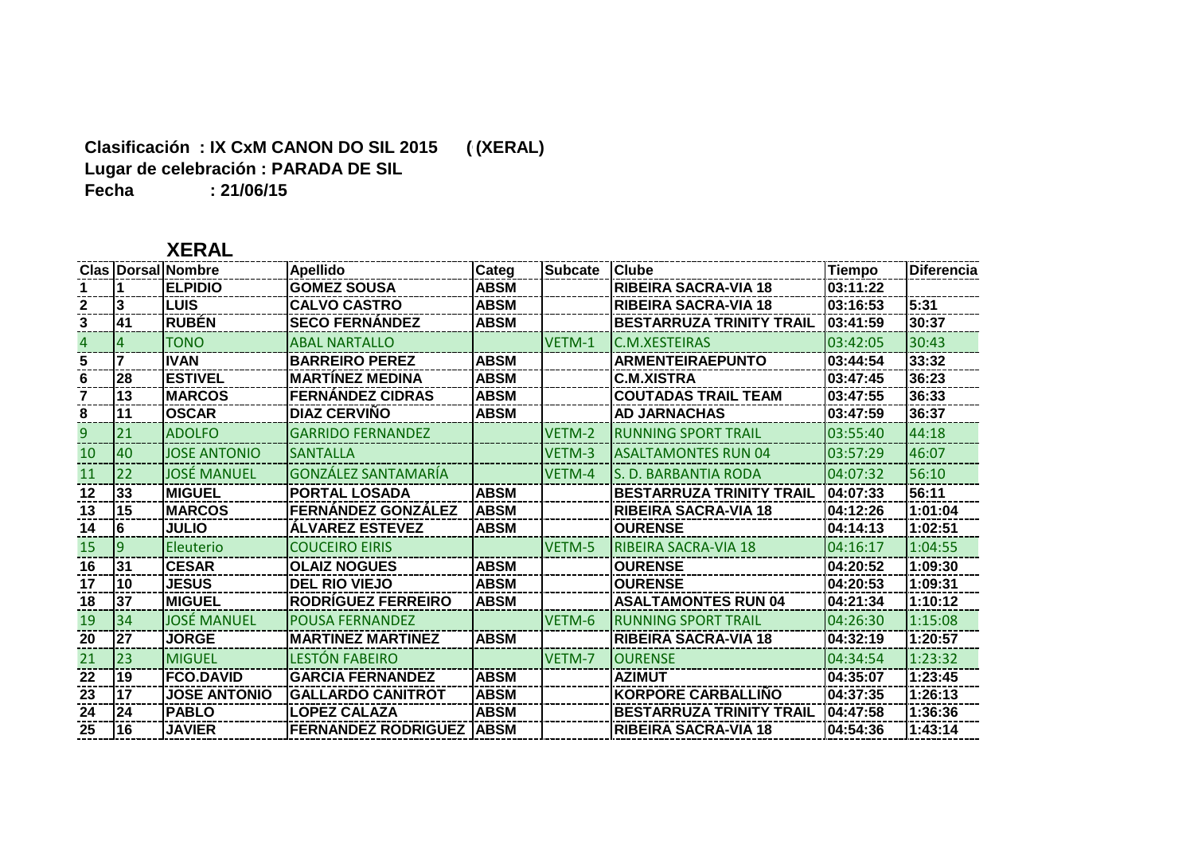**Clasificación : IX CxM CANON DO SIL 2015 ( (XERAL)**

**Lugar de celebración : PARADA DE SIL**

**Fecha : 21/06/15**

## XERAL

| Clas | Dorsal | Nombre | Apellido | Categ | Subcate | Clube | Tiempo | Diferencia |
|---|---|---|---|---|---|---|---|---|
| 1 | 1 | ELPIDIO | GOMEZ SOUSA | ABSM | | RIBEIRA SACRA-VIA 18 | 03:11:22 | |
| 2 | 3 | LUIS | CALVO CASTRO | ABSM | | RIBEIRA SACRA-VIA 18 | 03:16:53 | 5:31 |
| 3 | 41 | RUBÉN | SECO FERNÁNDEZ | ABSM | | BESTARRUZA TRINITY TRAIL | 03:41:59 | 30:37 |
| 4 | 4 | TONO | ABAL NARTALLO | | VETM-1 | C.M.XESTEIRAS | 03:42:05 | 30:43 |
| 5 | 7 | IVAN | BARREIRO PEREZ | ABSM | | ARMENTEIRAEPUNTO | 03:44:54 | 33:32 |
| 6 | 28 | ESTIVEL | MARTÍNEZ MEDINA | ABSM | | C.M.XISTRA | 03:47:45 | 36:23 |
| 7 | 13 | MARCOS | FERNÁNDEZ CIDRAS | ABSM | | COUTADAS TRAIL TEAM | 03:47:55 | 36:33 |
| 8 | 11 | OSCAR | DIAZ CERVIÑO | ABSM | | AD JARNACHAS | 03:47:59 | 36:37 |
| 9 | 21 | ADOLFO | GARRIDO FERNANDEZ | | VETM-2 | RUNNING SPORT TRAIL | 03:55:40 | 44:18 |
| 10 | 40 | JOSE ANTONIO | SANTALLA | | VETM-3 | ASALTAMONTES RUN 04 | 03:57:29 | 46:07 |
| 11 | 22 | JOSÉ MANUEL | GONZÁLEZ SANTAMARÍA | | VETM-4 | S. D. BARBANTIA RODA | 04:07:32 | 56:10 |
| 12 | 33 | MIGUEL | PORTAL LOSADA | ABSM | | BESTARRUZA TRINITY TRAIL | 04:07:33 | 56:11 |
| 13 | 15 | MARCOS | FERNÁNDEZ GONZÁLEZ | ABSM | | RIBEIRA SACRA-VIA 18 | 04:12:26 | 1:01:04 |
| 14 | 6 | JULIO | ÁLVAREZ ESTEVEZ | ABSM | | OURENSE | 04:14:13 | 1:02:51 |
| 15 | 9 | Eleuterio | COUCEIRO EIRIS | | VETM-5 | RIBEIRA SACRA-VIA 18 | 04:16:17 | 1:04:55 |
| 16 | 31 | CESAR | OLAIZ NOGUES | ABSM | | OURENSE | 04:20:52 | 1:09:30 |
| 17 | 10 | JESUS | DEL RIO VIEJO | ABSM | | OURENSE | 04:20:53 | 1:09:31 |
| 18 | 37 | MIGUEL | RODRÍGUEZ FERREIRO | ABSM | | ASALTAMONTES RUN 04 | 04:21:34 | 1:10:12 |
| 19 | 34 | JOSÉ MANUEL | POUSA FERNANDEZ | | VETM-6 | RUNNING SPORT TRAIL | 04:26:30 | 1:15:08 |
| 20 | 27 | JORGE | MARTINEZ MARTINEZ | ABSM | | RIBEIRA SACRA-VIA 18 | 04:32:19 | 1:20:57 |
| 21 | 23 | MIGUEL | LESTÓN FABEIRO | | VETM-7 | OURENSE | 04:34:54 | 1:23:32 |
| 22 | 19 | FCO.DAVID | GARCIA FERNANDEZ | ABSM | | AZIMUT | 04:35:07 | 1:23:45 |
| 23 | 17 | JOSE ANTONIO | GALLARDO CANITROT | ABSM | | KORPORE CARBALLIÑO | 04:37:35 | 1:26:13 |
| 24 | 24 | PABLO | LOPEZ CALAZA | ABSM | | BESTARRUZA TRINITY TRAIL | 04:47:58 | 1:36:36 |
| 25 | 16 | JAVIER | FERNANDEZ RODRIGUEZ | ABSM | | RIBEIRA SACRA-VIA 18 | 04:54:36 | 1:43:14 |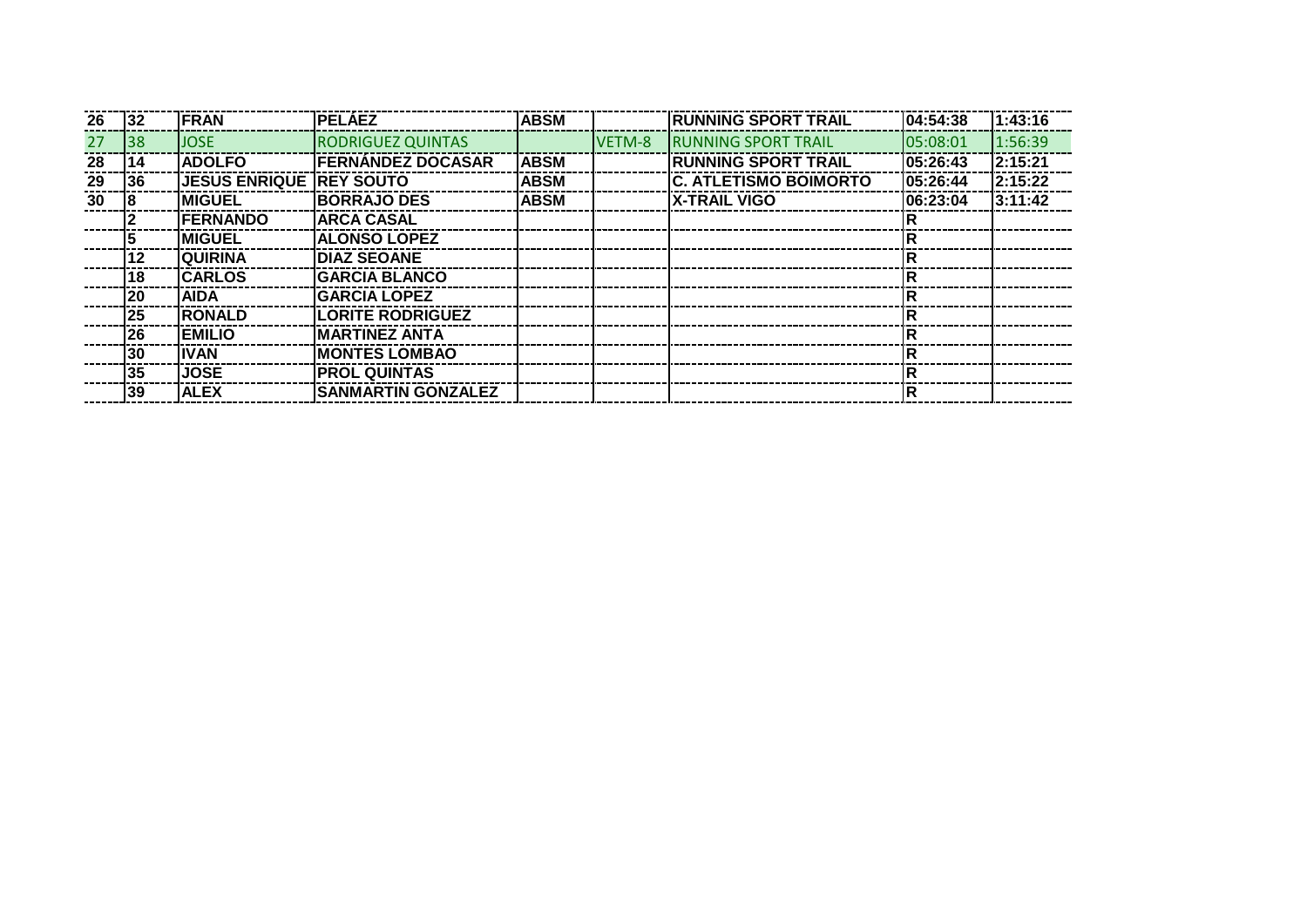| | | | | | | | | |
|---|---|---|---|---|---|---|---|---|
| 26 | 32 | FRAN | PELÁEZ | ABSM | | RUNNING SPORT TRAIL | 04:54:38 | 1:43:16 |
| 27 | 38 | JOSE | RODRIGUEZ QUINTAS | | VETM-8 | RUNNING SPORT TRAIL | 05:08:01 | 1:56:39 |
| 28 | 14 | ADOLFO | FERNÁNDEZ DOCASAR | ABSM | | RUNNING SPORT TRAIL | 05:26:43 | 2:15:21 |
| 29 | 36 | JESUS ENRIQUE | REY SOUTO | ABSM | | C. ATLETISMO BOIMORTO | 05:26:44 | 2:15:22 |
| 30 | 8 | MIGUEL | BORRAJO DES | ABSM | | X-TRAIL VIGO | 06:23:04 | 3:11:42 |
| | 2 | FERNANDO | ARCA CASAL | | | | R | |
| | 5 | MIGUEL | ALONSO LOPEZ | | | | R | |
| | 12 | QUIRINA | DIAZ SEOANE | | | | R | |
| | 18 | CARLOS | GARCIA BLANCO | | | | R | |
| | 20 | AIDA | GARCIA LOPEZ | | | | R | |
| | 25 | RONALD | LORITE RODRIGUEZ | | | | R | |
| | 26 | EMILIO | MARTINEZ ANTA | | | | R | |
| | 30 | IVAN | MONTES LOMBAO | | | | R | |
| | 35 | JOSE | PROL QUINTAS | | | | R | |
| | 39 | ALEX | SANMARTIN GONZALEZ | | | | R | |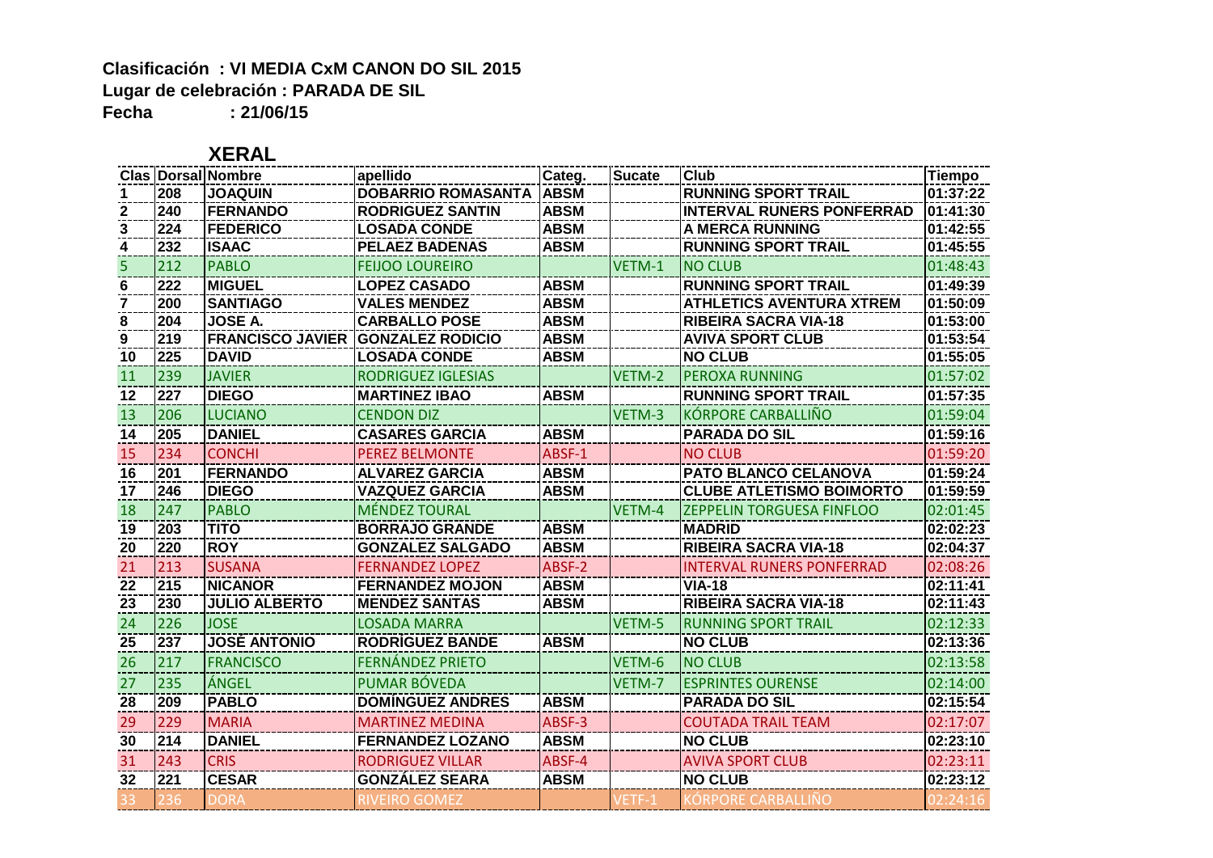**Clasificación : VI MEDIA CxM CANON DO SIL 2015**
**Lugar de celebración : PARADA DE SIL**
**Fecha : 21/06/15**

## XERAL

| Clas | Dorsal | Nombre | apellido | Categ. | Sucate | Club | Tiempo |
|---|---|---|---|---|---|---|---|
| 1 | 208 | JOAQUIN | DOBARRIO ROMASANTA | ABSM | | RUNNING SPORT TRAIL | 01:37:22 |
| 2 | 240 | FERNANDO | RODRIGUEZ SANTIN | ABSM | | INTERVAL RUNERS PONFERRAD | 01:41:30 |
| 3 | 224 | FEDERICO | LOSADA CONDE | ABSM | | A MERCA RUNNING | 01:42:55 |
| 4 | 232 | ISAAC | PELAEZ BADENAS | ABSM | | RUNNING SPORT TRAIL | 01:45:55 |
| 5 | 212 | PABLO | FEIJOO LOUREIRO | | VETM-1 | NO CLUB | 01:48:43 |
| 6 | 222 | MIGUEL | LOPEZ CASADO | ABSM | | RUNNING SPORT TRAIL | 01:49:39 |
| 7 | 200 | SANTIAGO | VALES MENDEZ | ABSM | | ATHLETICS AVENTURA XTREM | 01:50:09 |
| 8 | 204 | JOSE A. | CARBALLO POSE | ABSM | | RIBEIRA SACRA VIA-18 | 01:53:00 |
| 9 | 219 | FRANCISCO JAVIER | GONZALEZ RODICIO | ABSM | | AVIVA SPORT CLUB | 01:53:54 |
| 10 | 225 | DAVID | LOSADA CONDE | ABSM | | NO CLUB | 01:55:05 |
| 11 | 239 | JAVIER | RODRIGUEZ IGLESIAS | | VETM-2 | PEROXA RUNNING | 01:57:02 |
| 12 | 227 | DIEGO | MARTINEZ IBAO | ABSM | | RUNNING SPORT TRAIL | 01:57:35 |
| 13 | 206 | LUCIANO | CENDON DIZ | | VETM-3 | KÓRPORE CARBALLIÑO | 01:59:04 |
| 14 | 205 | DANIEL | CASARES GARCIA | ABSM | | PARADA DO SIL | 01:59:16 |
| 15 | 234 | CONCHI | PEREZ BELMONTE | ABSF-1 | | NO CLUB | 01:59:20 |
| 16 | 201 | FERNANDO | ALVAREZ GARCIA | ABSM | | PATO BLANCO CELANOVA | 01:59:24 |
| 17 | 246 | DIEGO | VAZQUEZ GARCIA | ABSM | | CLUBE ATLETISMO BOIMORTO | 01:59:59 |
| 18 | 247 | PABLO | MÉNDEZ TOURAL | | VETM-4 | ZEPPELIN TORGUESA FINFLOO | 02:01:45 |
| 19 | 203 | TITO | BORRAJO GRANDE | ABSM | | MADRID | 02:02:23 |
| 20 | 220 | ROY | GONZALEZ SALGADO | ABSM | | RIBEIRA SACRA VIA-18 | 02:04:37 |
| 21 | 213 | SUSANA | FERNANDEZ LOPEZ | ABSF-2 | | INTERVAL RUNERS PONFERRAD | 02:08:26 |
| 22 | 215 | NICANOR | FERNANDEZ MOJON | ABSM | | VIA-18 | 02:11:41 |
| 23 | 230 | JULIO ALBERTO | MENDEZ SANTAS | ABSM | | RIBEIRA SACRA VIA-18 | 02:11:43 |
| 24 | 226 | JOSE | LOSADA MARRA | | VETM-5 | RUNNING SPORT TRAIL | 02:12:33 |
| 25 | 237 | JOSE ANTONIO | RODRIGUEZ BANDE | ABSM | | NO CLUB | 02:13:36 |
| 26 | 217 | FRANCISCO | FERNÁNDEZ PRIETO | | VETM-6 | NO CLUB | 02:13:58 |
| 27 | 235 | ÁNGEL | PUMAR BÓVEDA | | VETM-7 | ESPRINTES OURENSE | 02:14:00 |
| 28 | 209 | PABLO | DOMÍNGUEZ ANDRES | ABSM | | PARADA DO SIL | 02:15:54 |
| 29 | 229 | MARIA | MARTINEZ MEDINA | ABSF-3 | | COUTADA TRAIL TEAM | 02:17:07 |
| 30 | 214 | DANIEL | FERNANDEZ LOZANO | ABSM | | NO CLUB | 02:23:10 |
| 31 | 243 | CRIS | RODRIGUEZ VILLAR | ABSF-4 | | AVIVA SPORT CLUB | 02:23:11 |
| 32 | 221 | CESAR | GONZÁLEZ SEARA | ABSM | | NO CLUB | 02:23:12 |
| 33 | 236 | DORA | RIVEIRO GOMEZ | | VETF-1 | KÓRPORE CARBALLIÑO | 02:24:16 |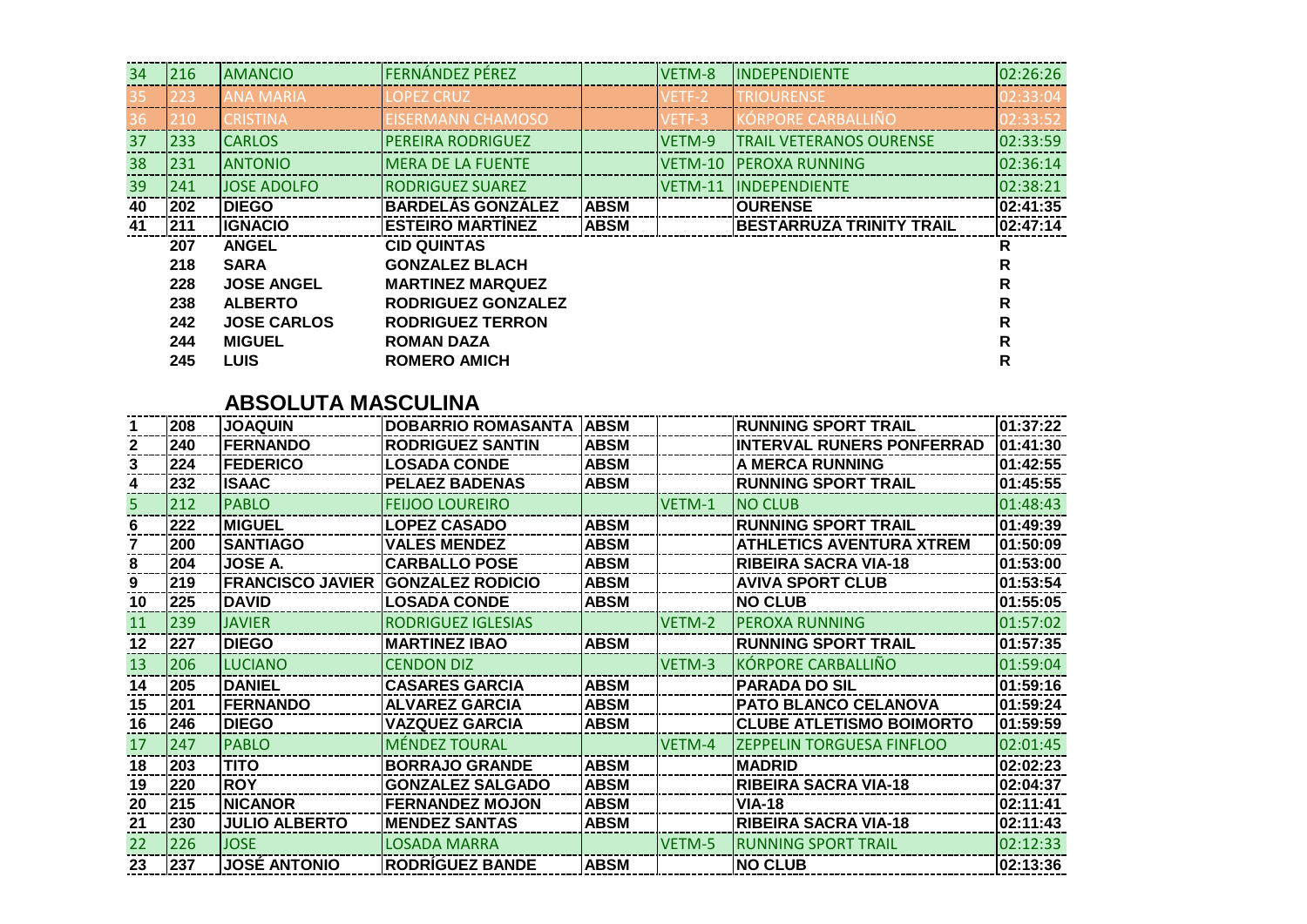| | | | | | | | |
|---|---|---|---|---|---|---|---|
| 34 | 216 | AMANCIO | FERNÁNDEZ PÉREZ | | VETM-8 | INDEPENDIENTE | 02:26:26 |
| 35 | 223 | ANA MARIA | LOPEZ CRUZ | | VETF-2 | TRIOURENSE | 02:33:04 |
| 36 | 210 | CRISTINA | EISERMANN CHAMOSO | | VETF-3 | KÓRPORE CARBALLIÑO | 02:33:52 |
| 37 | 233 | CARLOS | PEREIRA RODRIGUEZ | | VETM-9 | TRAIL VETERANOS OURENSE | 02:33:59 |
| 38 | 231 | ANTONIO | MERA DE LA FUENTE | | VETM-10 | PEROXA RUNNING | 02:36:14 |
| 39 | 241 | JOSE ADOLFO | RODRIGUEZ SUAREZ | | VETM-11 | INDEPENDIENTE | 02:38:21 |
| 40 | 202 | DIEGO | BARDELÁS GONZÁLEZ | ABSM | | OURENSE | 02:41:35 |
| 41 | 211 | IGNACIO | ESTEIRO MARTÍNEZ | ABSM | | BESTARRUZA TRINITY TRAIL | 02:47:14 |
| | 207 | ANGEL | CID QUINTAS | | | | R |
| | 218 | SARA | GONZALEZ BLACH | | | | R |
| | 228 | JOSE ANGEL | MARTINEZ MARQUEZ | | | | R |
| | 238 | ALBERTO | RODRIGUEZ GONZALEZ | | | | R |
| | 242 | JOSE CARLOS | RODRIGUEZ TERRON | | | | R |
| | 244 | MIGUEL | ROMAN DAZA | | | | R |
| | 245 | LUIS | ROMERO AMICH | | | | R |

## ABSOLUTA MASCULINA

| | | | | | | | |
|---|---|---|---|---|---|---|---|
| 1 | 208 | JOAQUIN | DOBARRIO ROMASANTA | ABSM | | RUNNING SPORT TRAIL | 01:37:22 |
| 2 | 240 | FERNANDO | RODRIGUEZ SANTIN | ABSM | | INTERVAL RUNERS PONFERRAD | 01:41:30 |
| 3 | 224 | FEDERICO | LOSADA CONDE | ABSM | | A MERCA RUNNING | 01:42:55 |
| 4 | 232 | ISAAC | PELAEZ BADENAS | ABSM | | RUNNING SPORT TRAIL | 01:45:55 |
| 5 | 212 | PABLO | FEIJOO LOUREIRO | | VETM-1 | NO CLUB | 01:48:43 |
| 6 | 222 | MIGUEL | LOPEZ CASADO | ABSM | | RUNNING SPORT TRAIL | 01:49:39 |
| 7 | 200 | SANTIAGO | VALES MENDEZ | ABSM | | ATHLETICS AVENTURA XTREM | 01:50:09 |
| 8 | 204 | JOSE A. | CARBALLO POSE | ABSM | | RIBEIRA SACRA VIA-18 | 01:53:00 |
| 9 | 219 | FRANCISCO JAVIER | GONZALEZ RODICIO | ABSM | | AVIVA SPORT CLUB | 01:53:54 |
| 10 | 225 | DAVID | LOSADA CONDE | ABSM | | NO CLUB | 01:55:05 |
| 11 | 239 | JAVIER | RODRIGUEZ IGLESIAS | | VETM-2 | PEROXA RUNNING | 01:57:02 |
| 12 | 227 | DIEGO | MARTINEZ IBAO | ABSM | | RUNNING SPORT TRAIL | 01:57:35 |
| 13 | 206 | LUCIANO | CENDON DIZ | | VETM-3 | KÓRPORE CARBALLIÑO | 01:59:04 |
| 14 | 205 | DANIEL | CASARES GARCIA | ABSM | | PARADA DO SIL | 01:59:16 |
| 15 | 201 | FERNANDO | ALVAREZ GARCIA | ABSM | | PATO BLANCO CELANOVA | 01:59:24 |
| 16 | 246 | DIEGO | VAZQUEZ GARCIA | ABSM | | CLUBE ATLETISMO BOIMORTO | 01:59:59 |
| 17 | 247 | PABLO | MÉNDEZ TOURAL | | VETM-4 | ZEPPELIN TORGUESA FINFLOO | 02:01:45 |
| 18 | 203 | TITO | BORRAJO GRANDE | ABSM | | MADRID | 02:02:23 |
| 19 | 220 | ROY | GONZALEZ SALGADO | ABSM | | RIBEIRA SACRA VIA-18 | 02:04:37 |
| 20 | 215 | NICANOR | FERNANDEZ MOJON | ABSM | | VIA-18 | 02:11:41 |
| 21 | 230 | JULIO ALBERTO | MENDEZ SANTAS | ABSM | | RIBEIRA SACRA VIA-18 | 02:11:43 |
| 22 | 226 | JOSE | LOSADA MARRA | | VETM-5 | RUNNING SPORT TRAIL | 02:12:33 |
| 23 | 237 | JOSÉ ANTONIO | RODRÍGUEZ BANDE | ABSM | | NO CLUB | 02:13:36 |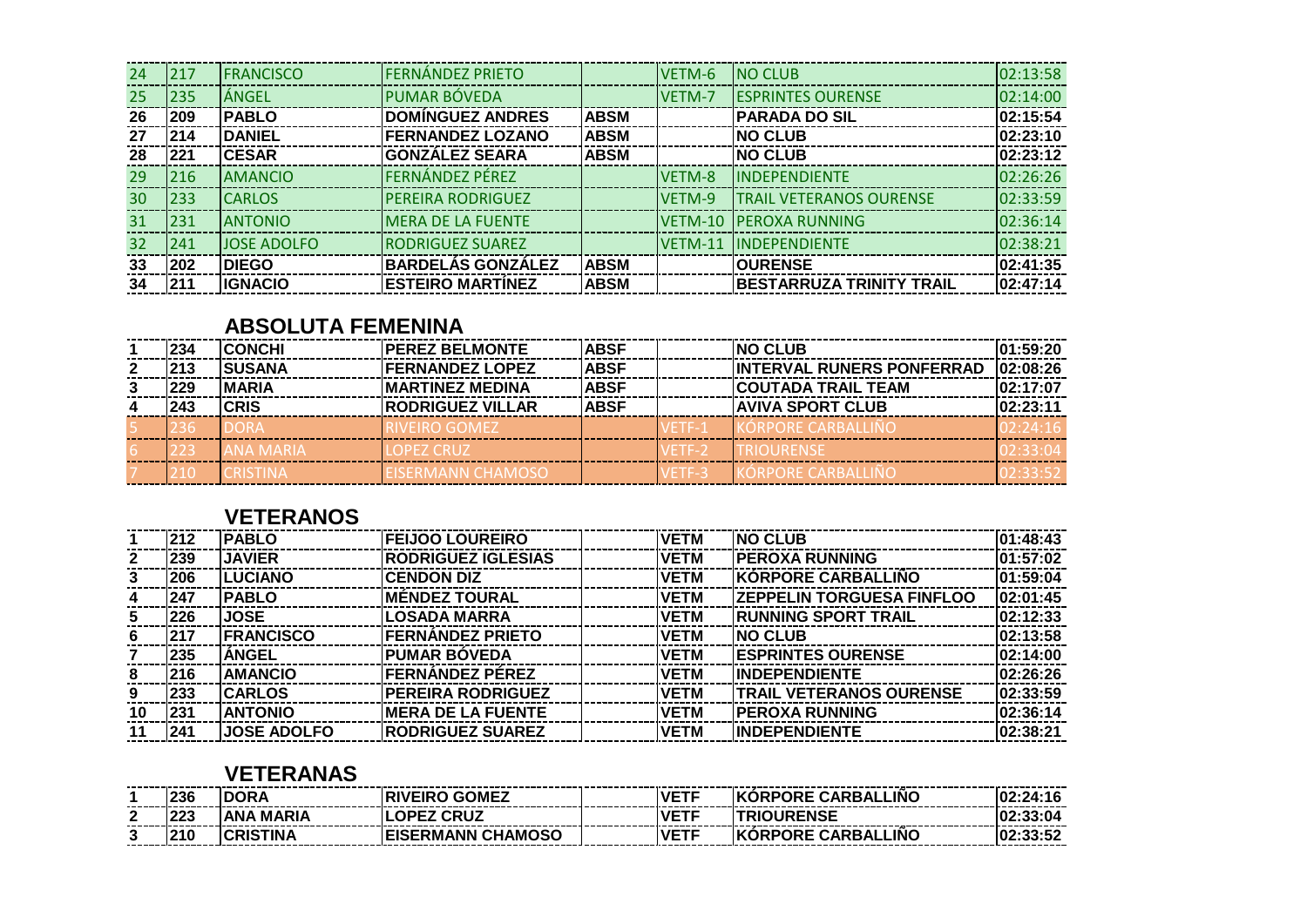| | | | | | | | |
|---|---|---|---|---|---|---|---|
| 24 | 217 | FRANCISCO | FERNÁNDEZ PRIETO | | VETM-6 | NO CLUB | 02:13:58 |
| 25 | 235 | ÁNGEL | PUMAR BÓVEDA | | VETM-7 | ESPRINTES OURENSE | 02:14:00 |
| **26** | **209** | **PABLO** | **DOMÍNGUEZ ANDRES** | **ABSM** | | **PARADA DO SIL** | **02:15:54** |
| **27** | **214** | **DANIEL** | **FERNANDEZ LOZANO** | **ABSM** | | **NO CLUB** | **02:23:10** |
| **28** | **221** | **CESAR** | **GONZÁLEZ SEARA** | **ABSM** | | **NO CLUB** | **02:23:12** |
| 29 | 216 | AMANCIO | FERNÁNDEZ PÉREZ | | VETM-8 | INDEPENDIENTE | 02:26:26 |
| 30 | 233 | CARLOS | PEREIRA RODRIGUEZ | | VETM-9 | TRAIL VETERANOS OURENSE | 02:33:59 |
| 31 | 231 | ANTONIO | MERA DE LA FUENTE | | VETM-10 | PEROXA RUNNING | 02:36:14 |
| 32 | 241 | JOSE ADOLFO | RODRIGUEZ SUAREZ | | VETM-11 | INDEPENDIENTE | 02:38:21 |
| **33** | **202** | **DIEGO** | **BARDELÁS GONZÁLEZ** | **ABSM** | | **OURENSE** | **02:41:35** |
| **34** | **211** | **IGNACIO** | **ESTEIRO MARTÍNEZ** | **ABSM** | | **BESTARRUZA TRINITY TRAIL** | **02:47:14** |

## ABSOLUTA FEMENINA

| | | | | | | | |
|---|---|---|---|---|---|---|---|
| **1** | **234** | **CONCHI** | **PEREZ BELMONTE** | **ABSF** | | **NO CLUB** | **01:59:20** |
| **2** | **213** | **SUSANA** | **FERNANDEZ LOPEZ** | **ABSF** | | **INTERVAL RUNERS PONFERRAD** | **02:08:26** |
| **3** | **229** | **MARIA** | **MARTINEZ MEDINA** | **ABSF** | | **COUTADA TRAIL TEAM** | **02:17:07** |
| **4** | **243** | **CRIS** | **RODRIGUEZ VILLAR** | **ABSF** | | **AVIVA SPORT CLUB** | **02:23:11** |
| 5 | 236 | DORA | RIVEIRO GOMEZ | | VETF-1 | KÓRPORE CARBALLIÑO | 02:24:16 |
| 6 | 223 | ANA MARIA | LOPEZ CRUZ | | VETF-2 | TRIOURENSE | 02:33:04 |
| 7 | 210 | CRISTINA | EISERMANN CHAMOSO | | VETF-3 | KÓRPORE CARBALLIÑO | 02:33:52 |

## VETERANOS

| | | | | | | | |
|---|---|---|---|---|---|---|---|
| **1** | **212** | **PABLO** | **FEIJOO LOUREIRO** | | **VETM** | **NO CLUB** | **01:48:43** |
| **2** | **239** | **JAVIER** | **RODRIGUEZ IGLESIAS** | | **VETM** | **PEROXA RUNNING** | **01:57:02** |
| **3** | **206** | **LUCIANO** | **CENDON DIZ** | | **VETM** | **KÓRPORE CARBALLIÑO** | **01:59:04** |
| **4** | **247** | **PABLO** | **MÉNDEZ TOURAL** | | **VETM** | **ZEPPELIN TORGUESA FINFLOO** | **02:01:45** |
| **5** | **226** | **JOSE** | **LOSADA MARRA** | | **VETM** | **RUNNING SPORT TRAIL** | **02:12:33** |
| **6** | **217** | **FRANCISCO** | **FERNÁNDEZ PRIETO** | | **VETM** | **NO CLUB** | **02:13:58** |
| **7** | **235** | **ÁNGEL** | **PUMAR BÓVEDA** | | **VETM** | **ESPRINTES OURENSE** | **02:14:00** |
| **8** | **216** | **AMANCIO** | **FERNÁNDEZ PÉREZ** | | **VETM** | **INDEPENDIENTE** | **02:26:26** |
| **9** | **233** | **CARLOS** | **PEREIRA RODRIGUEZ** | | **VETM** | **TRAIL VETERANOS OURENSE** | **02:33:59** |
| **10** | **231** | **ANTONIO** | **MERA DE LA FUENTE** | | **VETM** | **PEROXA RUNNING** | **02:36:14** |
| **11** | **241** | **JOSE ADOLFO** | **RODRIGUEZ SUAREZ** | | **VETM** | **INDEPENDIENTE** | **02:38:21** |

## VETERANAS

| | | | | | | | |
|---|---|---|---|---|---|---|---|
| **1** | **236** | **DORA** | **RIVEIRO GOMEZ** | | **VETF** | **KÓRPORE CARBALLIÑO** | **02:24:16** |
| **2** | **223** | **ANA MARIA** | **LOPEZ CRUZ** | | **VETF** | **TRIOURENSE** | **02:33:04** |
| **3** | **210** | **CRISTINA** | **EISERMANN CHAMOSO** | | **VETF** | **KÓRPORE CARBALLIÑO** | **02:33:52** |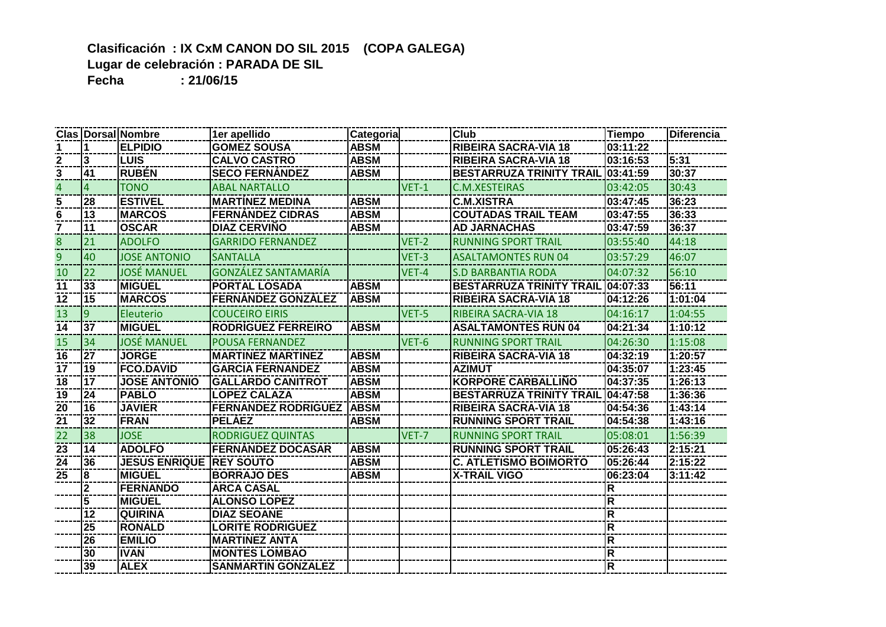**Clasificación : IX CxM CANON DO SIL 2015 (COPA GALEGA)**
**Lugar de celebración : PARADA DE SIL**
**Fecha : 21/06/15**

| Clas | Dorsal | Nombre | 1er apellido | Categoria | | Club | Tiempo | Diferencia |
|---|---|---|---|---|---|---|---|---|
| 1 | 1 | ELPIDIO | GOMEZ SOUSA | ABSM | | RIBEIRA SACRA-VIA 18 | 03:11:22 | |
| 2 | 3 | LUIS | CALVO CASTRO | ABSM | | RIBEIRA SACRA-VIA 18 | 03:16:53 | 5:31 |
| 3 | 41 | RUBÉN | SECO FERNÁNDEZ | ABSM | | BESTARRUZA TRINITY TRAIL | 03:41:59 | 30:37 |
| 4 | 4 | TONO | ABAL NARTALLO | | VET-1 | C.M.XESTEIRAS | 03:42:05 | 30:43 |
| 5 | 28 | ESTIVEL | MARTÍNEZ MEDINA | ABSM | | C.M.XISTRA | 03:47:45 | 36:23 |
| 6 | 13 | MARCOS | FERNÁNDEZ CIDRAS | ABSM | | COUTADAS TRAIL TEAM | 03:47:55 | 36:33 |
| 7 | 11 | OSCAR | DIAZ CERVIÑO | ABSM | | AD JARNACHAS | 03:47:59 | 36:37 |
| 8 | 21 | ADOLFO | GARRIDO FERNANDEZ | | VET-2 | RUNNING SPORT TRAIL | 03:55:40 | 44:18 |
| 9 | 40 | JOSE ANTONIO | SANTALLA | | VET-3 | ASALTAMONTES RUN 04 | 03:57:29 | 46:07 |
| 10 | 22 | JOSÉ MANUEL | GONZÁLEZ SANTAMARÍA | | VET-4 | S.D BARBANTIA RODA | 04:07:32 | 56:10 |
| 11 | 33 | MIGUEL | PORTAL LOSADA | ABSM | | BESTARRUZA TRINITY TRAIL | 04:07:33 | 56:11 |
| 12 | 15 | MARCOS | FERNÁNDEZ GONZÁLEZ | ABSM | | RIBEIRA SACRA-VIA 18 | 04:12:26 | 1:01:04 |
| 13 | 9 | Eleuterio | COUCEIRO EIRIS | | VET-5 | RIBEIRA SACRA-VIA 18 | 04:16:17 | 1:04:55 |
| 14 | 37 | MIGUEL | RODRIGUEZ FERREIRO | ABSM | | ASALTAMONTES RUN 04 | 04:21:34 | 1:10:12 |
| 15 | 34 | JOSÉ MANUEL | POUSA FERNANDEZ | | VET-6 | RUNNING SPORT TRAIL | 04:26:30 | 1:15:08 |
| 16 | 27 | JORGE | MARTINEZ MARTINEZ | ABSM | | RIBEIRA SACRA-VIA 18 | 04:32:19 | 1:20:57 |
| 17 | 19 | FCO.DAVID | GARCIA FERNANDEZ | ABSM | | AZIMUT | 04:35:07 | 1:23:45 |
| 18 | 17 | JOSE ANTONIO | GALLARDO CANITROT | ABSM | | KORPORE CARBALLIÑO | 04:37:35 | 1:26:13 |
| 19 | 24 | PABLO | LOPEZ CALAZA | ABSM | | BESTARRUZA TRINITY TRAIL | 04:47:58 | 1:36:36 |
| 20 | 16 | JAVIER | FERNANDEZ RODRIGUEZ | ABSM | | RIBEIRA SACRA-VIA 18 | 04:54:36 | 1:43:14 |
| 21 | 32 | FRAN | PELÁEZ | ABSM | | RUNNING SPORT TRAIL | 04:54:38 | 1:43:16 |
| 22 | 38 | JOSE | RODRIGUEZ QUINTAS | | VET-7 | RUNNING SPORT TRAIL | 05:08:01 | 1:56:39 |
| 23 | 14 | ADOLFO | FERNÁNDEZ DOCASAR | ABSM | | RUNNING SPORT TRAIL | 05:26:43 | 2:15:21 |
| 24 | 36 | JESUS ENRIQUE | REY SOUTO | ABSM | | C. ATLETISMO BOIMORTO | 05:26:44 | 2:15:22 |
| 25 | 8 | MIGUEL | BORRAJO DES | ABSM | | X-TRAIL VIGO | 06:23:04 | 3:11:42 |
| | 2 | FERNANDO | ARCA CASAL | | | | R | |
| | 5 | MIGUEL | ALONSO LOPEZ | | | | R | |
| | 12 | QUIRINA | DIAZ SEOANE | | | | R | |
| | 25 | RONALD | LORITE RODRIGUEZ | | | | R | |
| | 26 | EMILIO | MARTINEZ ANTA | | | | R | |
| | 30 | IVAN | MONTES LOMBAO | | | | R | |
| | 39 | ALEX | SANMARTIN GONZALEZ | | | | R | |